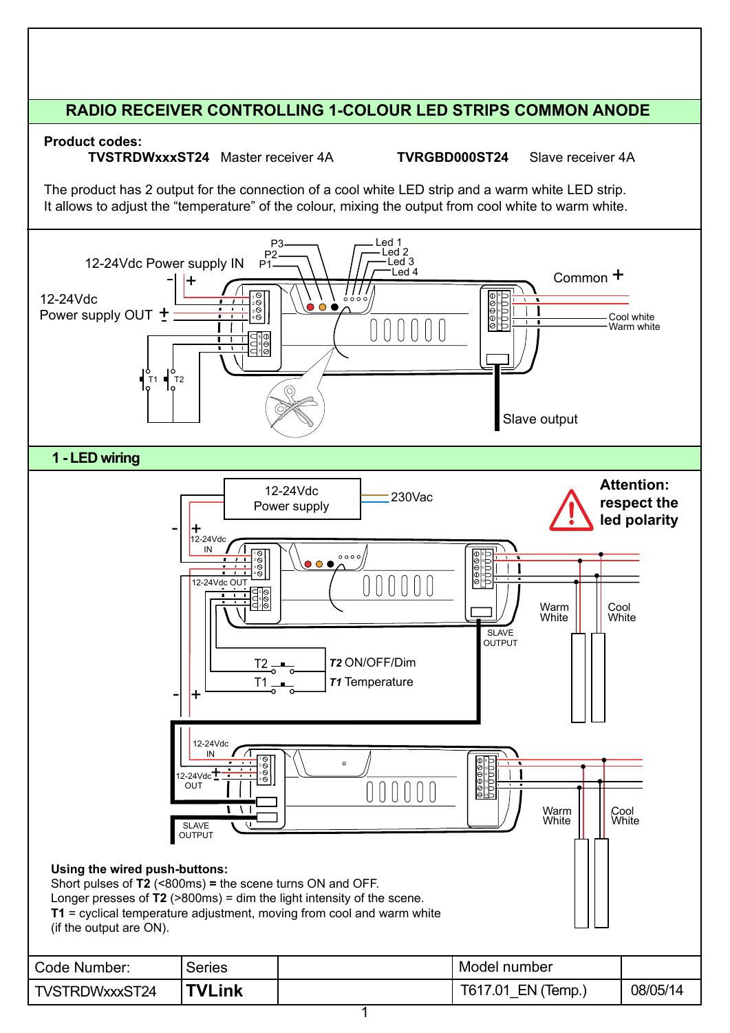# RADIO RECEIVER CONTROLLING 1-COLOUR LED STRIPS COMMON ANODE

**Product codes:**

**TVSTRDWxxxST24** Master receiver 4A **TVRGBD000ST24** Slave receiver 4A

The product has 2 output for the connection of a cool white LED strip and a warm white LED strip.
It allows to adjust the "temperature" of the colour, mixing the output from cool white to warm white.

12-24Vdc Power supply IN

12-24Vdc Power supply OUT

P1, P2, P3

Led 1, Led 2, Led 3, Led 4

Common +

Cool white

Warm white

T1, T2

Slave output

## 1 - LED wiring

12-24Vdc Power supply

230Vac

**Attention: respect the led polarity**

12-24Vdc IN

12-24Vdc OUT

SLAVE OUTPUT

Warm White

Cool White

T2 — ***T2*** ON/OFF/Dim

T1 — ***T1*** Temperature

**Using the wired push-buttons:**

Short pulses of **T2** (<800ms) **=** the scene turns ON and OFF.
Longer presses of **T2** (>800ms) = dim the light intensity of the scene.
**T1** = cyclical temperature adjustment, moving from cool and warm white (if the output are ON).

| Code Number: | Series | | Model number | |
|---|---|---|---|---|
| TVSTRDWxxxST24 | **TVLink** | | T617.01_EN (Temp.) | 08/05/14 |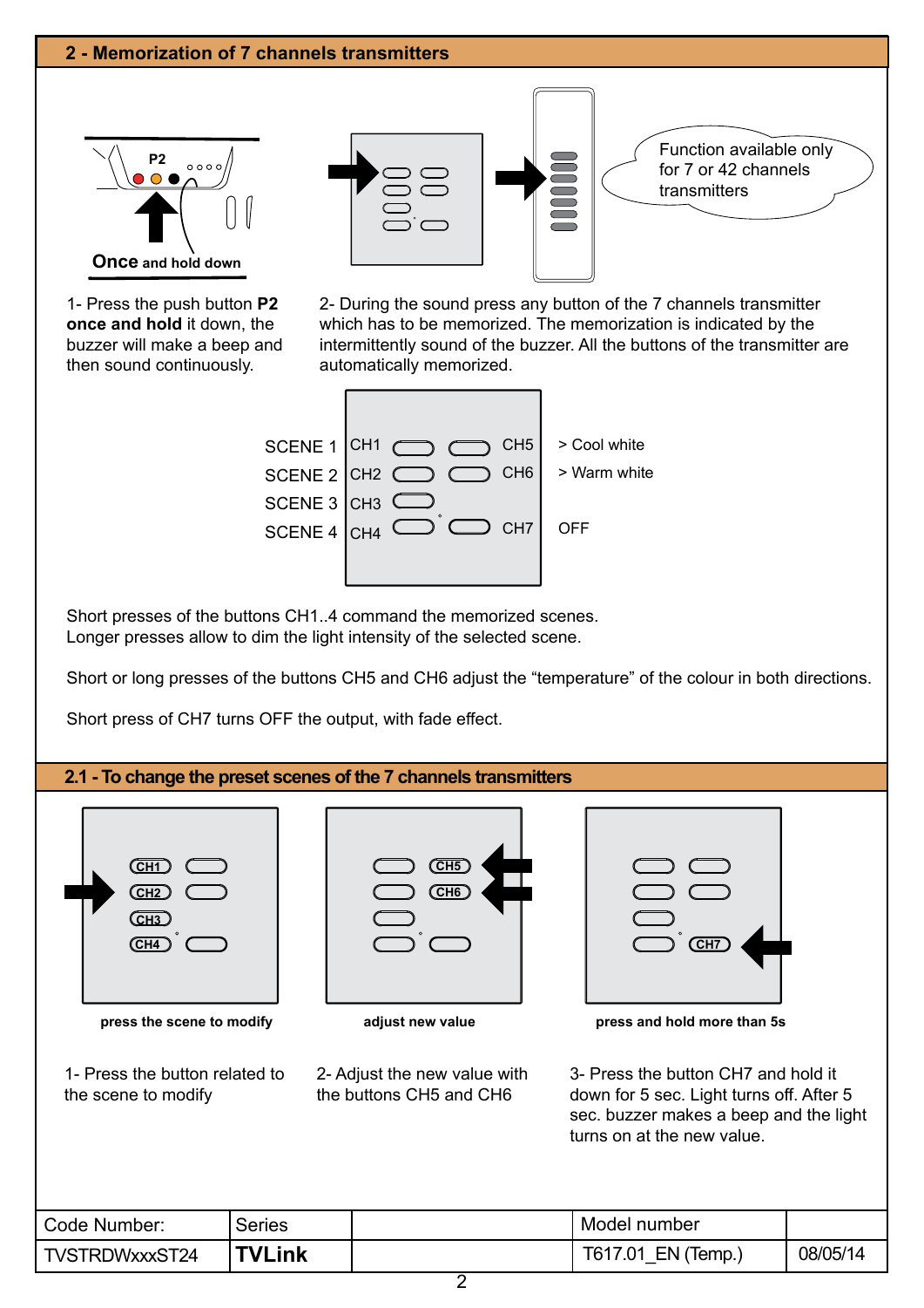## 2 - Memorization of 7 channels transmitters

P2

**Once** and hold down

Function available only for 7 or 42 channels transmitters

1- Press the push button **P2 once and hold** it down, the buzzer will make a beep and then sound continuously.

2- During the sound press any button of the 7 channels transmitter which has to be memorized. The memorization is indicated by the intermittently sound of the buzzer. All the buttons of the transmitter are automatically memorized.

| | | | |
|---|---|---|---|
| SCENE 1 | CH1 | CH5 | > Cool white |
| SCENE 2 | CH2 | CH6 | > Warm white |
| SCENE 3 | CH3 | | |
| SCENE 4 | CH4 | CH7 | OFF |

Short presses of the buttons CH1..4 command the memorized scenes.
Longer presses allow to dim the light intensity of the selected scene.

Short or long presses of the buttons CH5 and CH6 adjust the “temperature” of the colour in both directions.

Short press of CH7 turns OFF the output, with fade effect.

## 2.1 - To change the preset scenes of the 7 channels transmitters

**press the scene to modify**

1- Press the button related to the scene to modify

**adjust new value**

2- Adjust the new value with the buttons CH5 and CH6

**press and hold more than 5s**

3- Press the button CH7 and hold it down for 5 sec. Light turns off. After 5 sec. buzzer makes a beep and the light turns on at the new value.

| Code Number: | Series | | Model number | |
|---|---|---|---|---|
| TVSTRDWxxxST24 | **TVLink** | | T617.01_EN (Temp.) | 08/05/14 |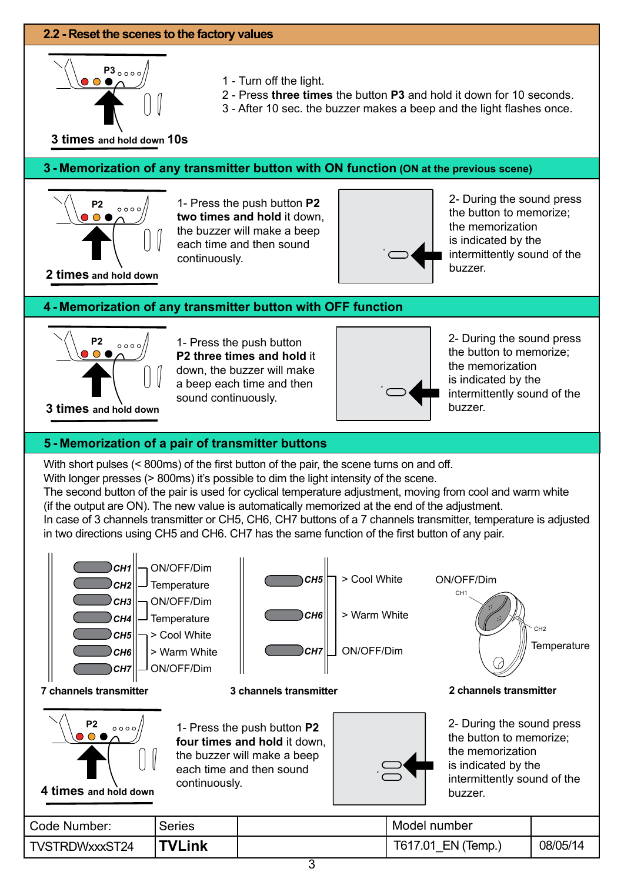## 2.2 - Reset the scenes to the factory values

P3

**3 times** and hold down **10s**

1 - Turn off the light.
2 - Press **three times** the button **P3** and hold it down for 10 seconds.
3 - After 10 sec. the buzzer makes a beep and the light flashes once.

## 3 - Memorization of any transmitter button with ON function (ON at the previous scene)

P2

**2 times** and hold down

1- Press the push button **P2** **two times and hold** it down, the buzzer will make a beep each time and then sound continuously.

2- During the sound press the button to memorize; the memorization is indicated by the intermittently sound of the buzzer.

## 4 - Memorization of any transmitter button with OFF function

P2

**3 times** and hold down

1- Press the push button **P2 three times and hold** it down, the buzzer will make a beep each time and then sound continuously.

2- During the sound press the button to memorize; the memorization is indicated by the intermittently sound of the buzzer.

## 5 - Memorization of a pair of transmitter buttons

With short pulses (< 800ms) of the first button of the pair, the scene turns on and off.
With longer presses (> 800ms) it's possible to dim the light intensity of the scene.
The second button of the pair is used for cyclical temperature adjustment, moving from cool and warm white (if the output are ON). The new value is automatically memorized at the end of the adjustment.
In case of 3 channels transmitter or CH5, CH6, CH7 buttons of a 7 channels transmitter, temperature is adjusted in two directions using CH5 and CH6. CH7 has the same function of the first button of any pair.

**7 channels transmitter**

- CH1 – ON/OFF/Dim
- CH2 – Temperature
- CH3 – ON/OFF/Dim
- CH4 – Temperature
- CH5 – > Cool White
- CH6 – > Warm White
- CH7 – ON/OFF/Dim

**3 channels transmitter**

- CH5 – > Cool White
- CH6 – > Warm White
- CH7 – ON/OFF/Dim

**2 channels transmitter**

- CH1 – ON/OFF/Dim
- CH2 – Temperature

P2

**4 times** and hold down

1- Press the push button **P2** **four times and hold** it down, the buzzer will make a beep each time and then sound continuously.

2- During the sound press the button to memorize; the memorization is indicated by the intermittently sound of the buzzer.

| Code Number: | Series | | Model number | |
|---|---|---|---|---|
| TVSTRDWxxxST24 | **TVLink** | | T617.01_EN (Temp.) | 08/05/14 |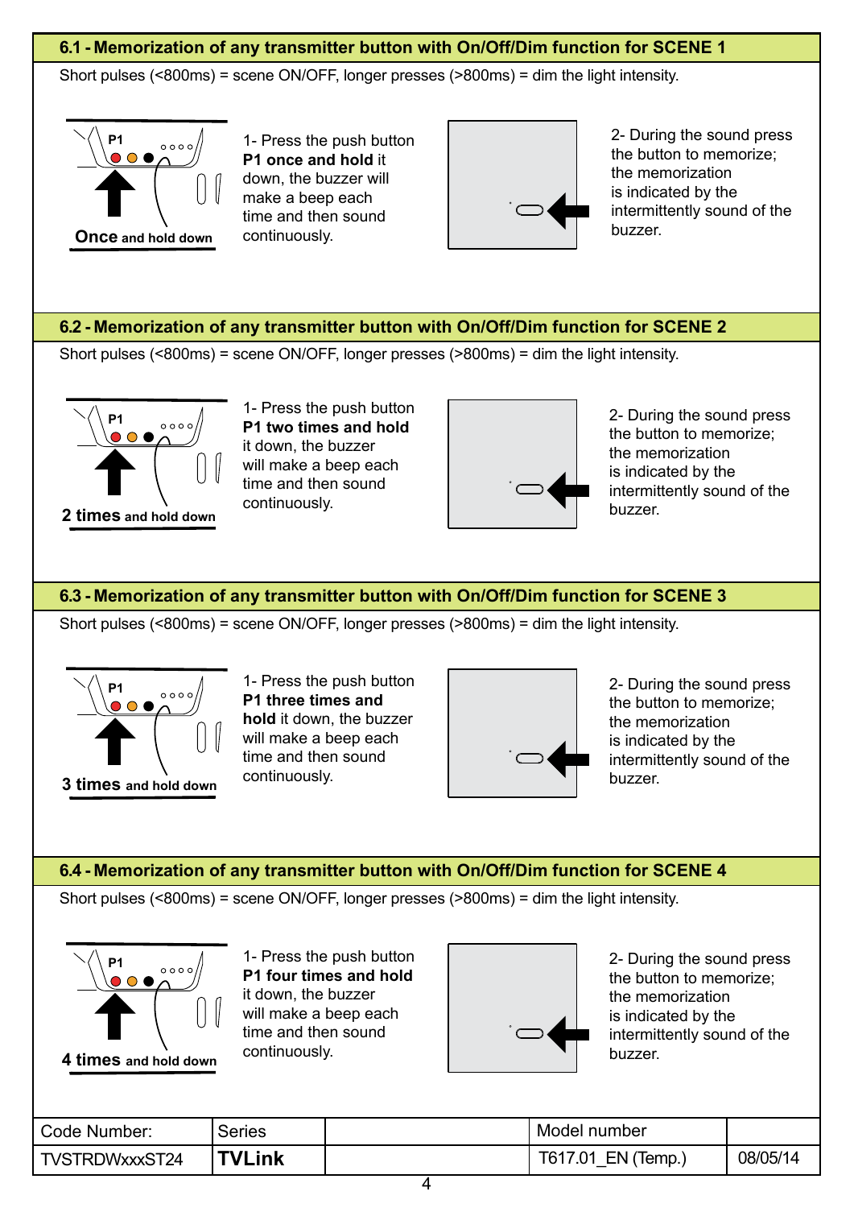## 6.1 - Memorization of any transmitter button with On/Off/Dim function for SCENE 1

Short pulses (<800ms) = scene ON/OFF, longer presses (>800ms) = dim the light intensity.

**Once** and hold down

1- Press the push button **P1 once and hold** it down, the buzzer will make a beep each time and then sound continuously.

2- During the sound press the button to memorize; the memorization is indicated by the intermittently sound of the buzzer.

## 6.2 - Memorization of any transmitter button with On/Off/Dim function for SCENE 2

Short pulses (<800ms) = scene ON/OFF, longer presses (>800ms) = dim the light intensity.

**2 times** and hold down

1- Press the push button **P1 two times and hold** it down, the buzzer will make a beep each time and then sound continuously.

2- During the sound press the button to memorize; the memorization is indicated by the intermittently sound of the buzzer.

## 6.3 - Memorization of any transmitter button with On/Off/Dim function for SCENE 3

Short pulses (<800ms) = scene ON/OFF, longer presses (>800ms) = dim the light intensity.

**3 times** and hold down

1- Press the push button **P1 three times and hold** it down, the buzzer will make a beep each time and then sound continuously.

2- During the sound press the button to memorize; the memorization is indicated by the intermittently sound of the buzzer.

## 6.4 - Memorization of any transmitter button with On/Off/Dim function for SCENE 4

Short pulses (<800ms) = scene ON/OFF, longer presses (>800ms) = dim the light intensity.

**4 times** and hold down

1- Press the push button **P1 four times and hold** it down, the buzzer will make a beep each time and then sound continuously.

2- During the sound press the button to memorize; the memorization is indicated by the intermittently sound of the buzzer.

| Code Number: | Series | | Model number | |
|---|---|---|---|---|
| TVSTRDWxxxST24 | **TVLink** | | T617.01_EN (Temp.) | 08/05/14 |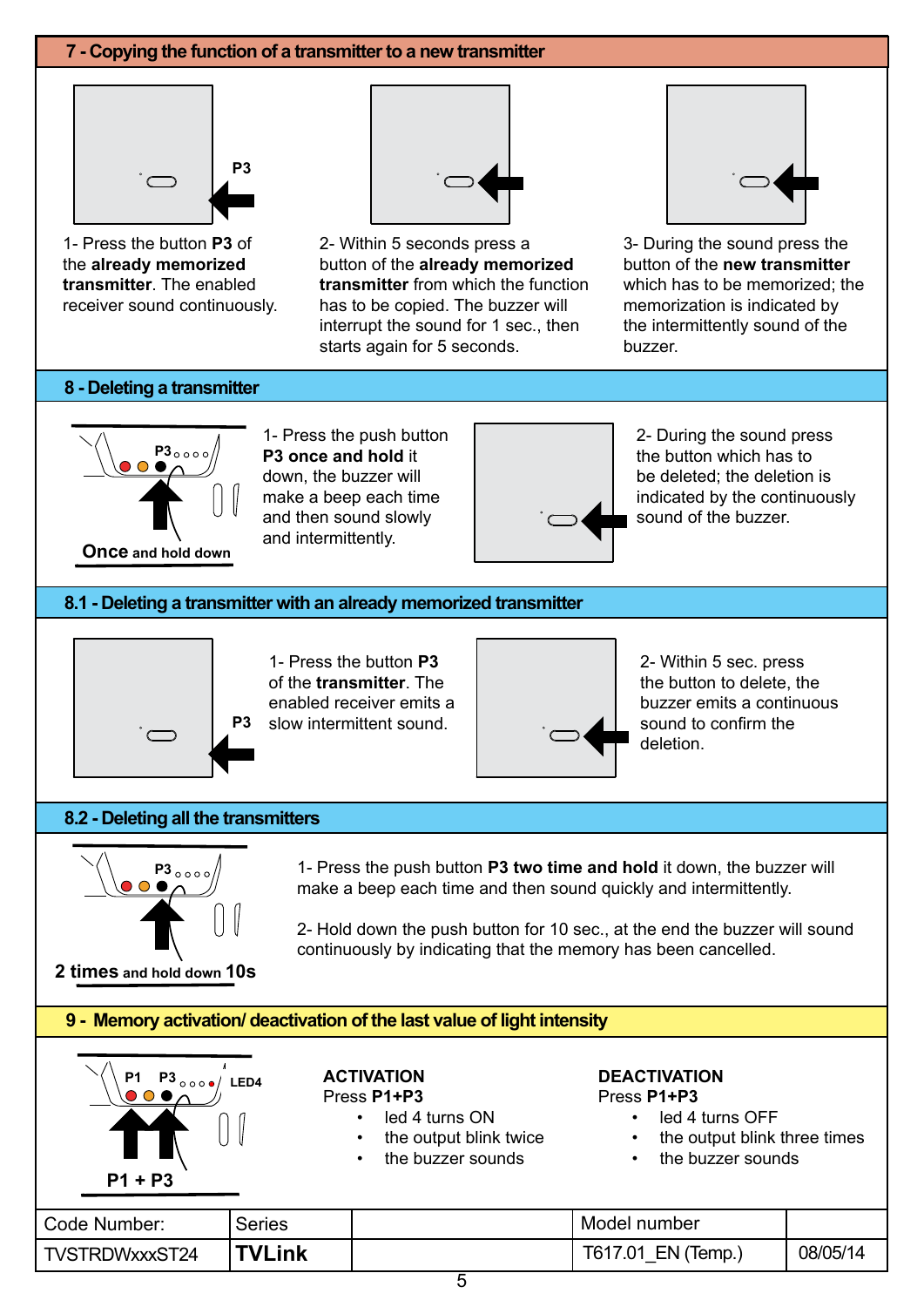## 7 - Copying the function of a transmitter to a new transmitter

P3

1- Press the button **P3** of the **already memorized transmitter**. The enabled receiver sound continuously.

2- Within 5 seconds press a button of the **already memorized transmitter** from which the function has to be copied. The buzzer will interrupt the sound for 1 sec., then starts again for 5 seconds.

3- During the sound press the button of the **new transmitter** which has to be memorized; the memorization is indicated by the intermittently sound of the buzzer.

## 8 - Deleting a transmitter

P3

**Once** and hold down

1- Press the push button **P3 once and hold** it down, the buzzer will make a beep each time and then sound slowly and intermittently.

2- During the sound press the button which has to be deleted; the deletion is indicated by the continuously sound of the buzzer.

## 8.1 - Deleting a transmitter with an already memorized transmitter

P3

1- Press the button **P3** of the **transmitter**. The enabled receiver emits a slow intermittent sound.

2- Within 5 sec. press the button to delete, the buzzer emits a continuous sound to confirm the deletion.

## 8.2 - Deleting all the transmitters

P3

**2 times** and hold down **10s**

1- Press the push button **P3 two time and hold** it down, the buzzer will make a beep each time and then sound quickly and intermittently.

2- Hold down the push button for 10 sec., at the end the buzzer will sound continuously by indicating that the memory has been cancelled.

## 9 - Memory activation/ deactivation of the last value of light intensity

P1 P3 LED4

**P1 + P3**

**ACTIVATION**
Press **P1+P3**

- led 4 turns ON
- the output blink twice
- the buzzer sounds

**DEACTIVATION**
Press **P1+P3**

- led 4 turns OFF
- the output blink three times
- the buzzer sounds

| Code Number: | Series | | Model number | |
|---|---|---|---|---|
| TVSTRDWxxxST24 | **TVLink** | | T617.01_EN (Temp.) | 08/05/14 |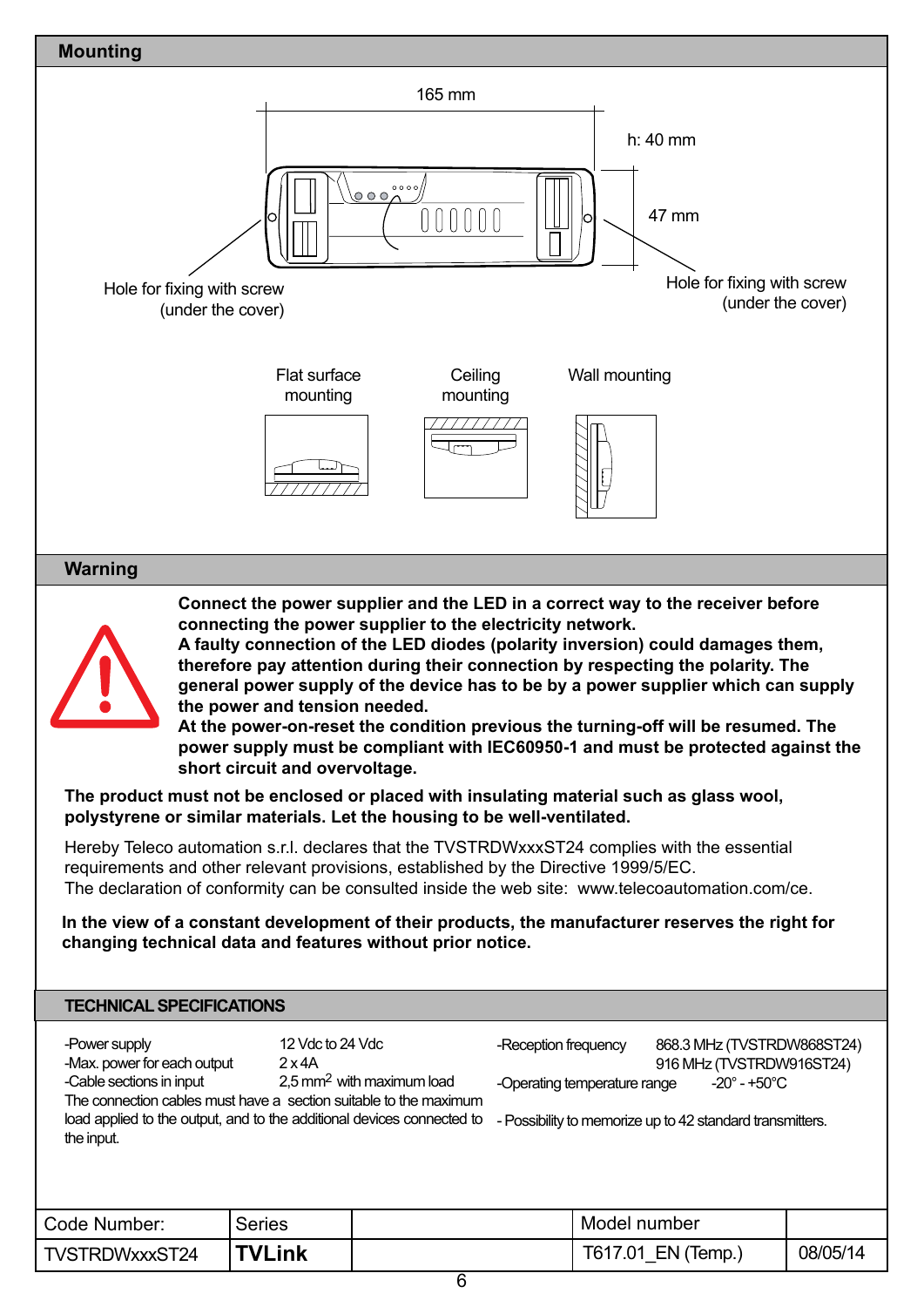## Mounting

165 mm

h: 40 mm

47 mm

Hole for fixing with screw (under the cover)

Hole for fixing with screw (under the cover)

Flat surface mounting

Ceiling mounting

Wall mounting

## Warning

**Connect the power supplier and the LED in a correct way to the receiver before connecting the power supplier to the electricity network.**
**A faulty connection of the LED diodes (polarity inversion) could damages them, therefore pay attention during their connection by respecting the polarity. The general power supply of the device has to be by a power supplier which can supply the power and tension needed.**
**At the power-on-reset the condition previous the turning-off will be resumed. The power supply must be compliant with IEC60950-1 and must be protected against the short circuit and overvoltage.**

**The product must not be enclosed or placed with insulating material such as glass wool, polystyrene or similar materials. Let the housing to be well-ventilated.**

Hereby Teleco automation s.r.l. declares that the TVSTRDWxxxST24 complies with the essential requirements and other relevant provisions, established by the Directive 1999/5/EC.
The declaration of conformity can be consulted inside the web site: www.telecoautomation.com/ce.

**In the view of a constant development of their products, the manufacturer reserves the right for changing technical data and features without prior notice.**

## TECHNICAL SPECIFICATIONS

- -Power supply: 12 Vdc to 24 Vdc
- -Max. power for each output: 2 x 4A
- -Cable sections in input: 2,5 mm$^2$ with maximum load

The connection cables must have a section suitable to the maximum load applied to the output, and to the additional devices connected to the input.

- -Reception frequency: 868.3 MHz (TVSTRDW868ST24), 916 MHz (TVSTRDW916ST24)
- -Operating temperature range: -20° - +50°C
- - Possibility to memorize up to 42 standard transmitters.

| Code Number: | Series | | Model number | |
|---|---|---|---|---|
| TVSTRDWxxxST24 | **TVLink** | | T617.01_EN (Temp.) | 08/05/14 |